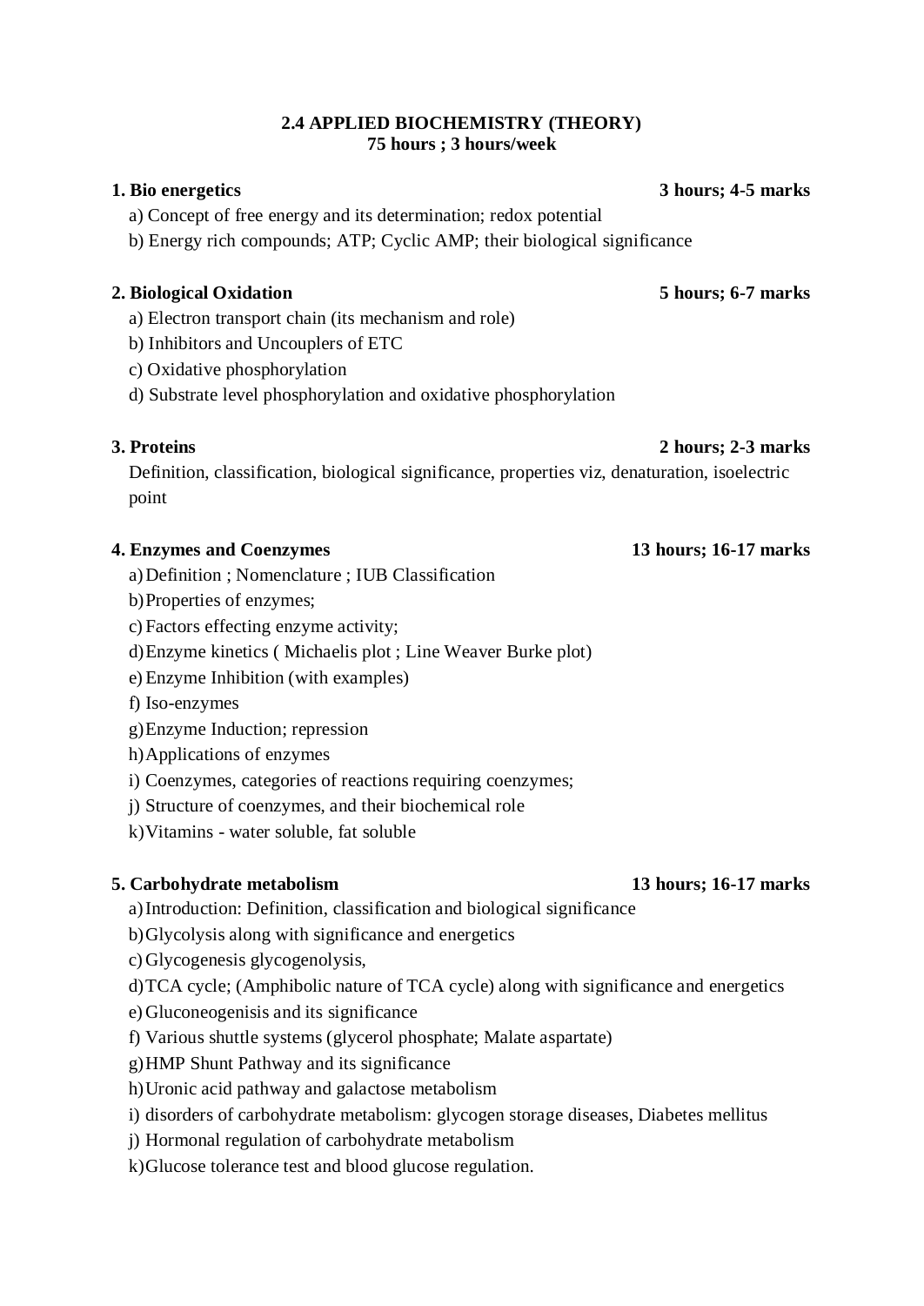# 2.4 APPLIED BIOCHEMISTRY (THEORY)

**75 hours ; 3 hours/week**

**1. Bio energetics** **3 hours; 4-5 marks**

a) Concept of free energy and its determination; redox potential

b) Energy rich compounds; ATP; Cyclic AMP; their biological significance

**2. Biological Oxidation** **5 hours; 6-7 marks**

a) Electron transport chain (its mechanism and role)

b) Inhibitors and Uncouplers of ETC

c) Oxidative phosphorylation

d) Substrate level phosphorylation and oxidative phosphorylation

**3. Proteins** **2 hours; 2-3 marks**

Definition, classification, biological significance, properties viz, denaturation, isoelectric point

**4. Enzymes and Coenzymes** **13 hours; 16-17 marks**

a) Definition ; Nomenclature ; IUB Classification

b) Properties of enzymes;

c) Factors effecting enzyme activity;

d) Enzyme kinetics ( Michaelis plot ; Line Weaver Burke plot)

e) Enzyme Inhibition (with examples)

f) Iso-enzymes

g) Enzyme Induction; repression

h) Applications of enzymes

i) Coenzymes, categories of reactions requiring coenzymes;

j) Structure of coenzymes, and their biochemical role

k) Vitamins - water soluble, fat soluble

**5. Carbohydrate metabolism** **13 hours; 16-17 marks**

a) Introduction: Definition, classification and biological significance

b) Glycolysis along with significance and energetics

c) Glycogenesis glycogenolysis,

d) TCA cycle; (Amphibolic nature of TCA cycle) along with significance and energetics

e) Gluconeogenisis and its significance

f) Various shuttle systems (glycerol phosphate; Malate aspartate)

g) HMP Shunt Pathway and its significance

h) Uronic acid pathway and galactose metabolism

i) disorders of carbohydrate metabolism: glycogen storage diseases, Diabetes mellitus

j) Hormonal regulation of carbohydrate metabolism

k) Glucose tolerance test and blood glucose regulation.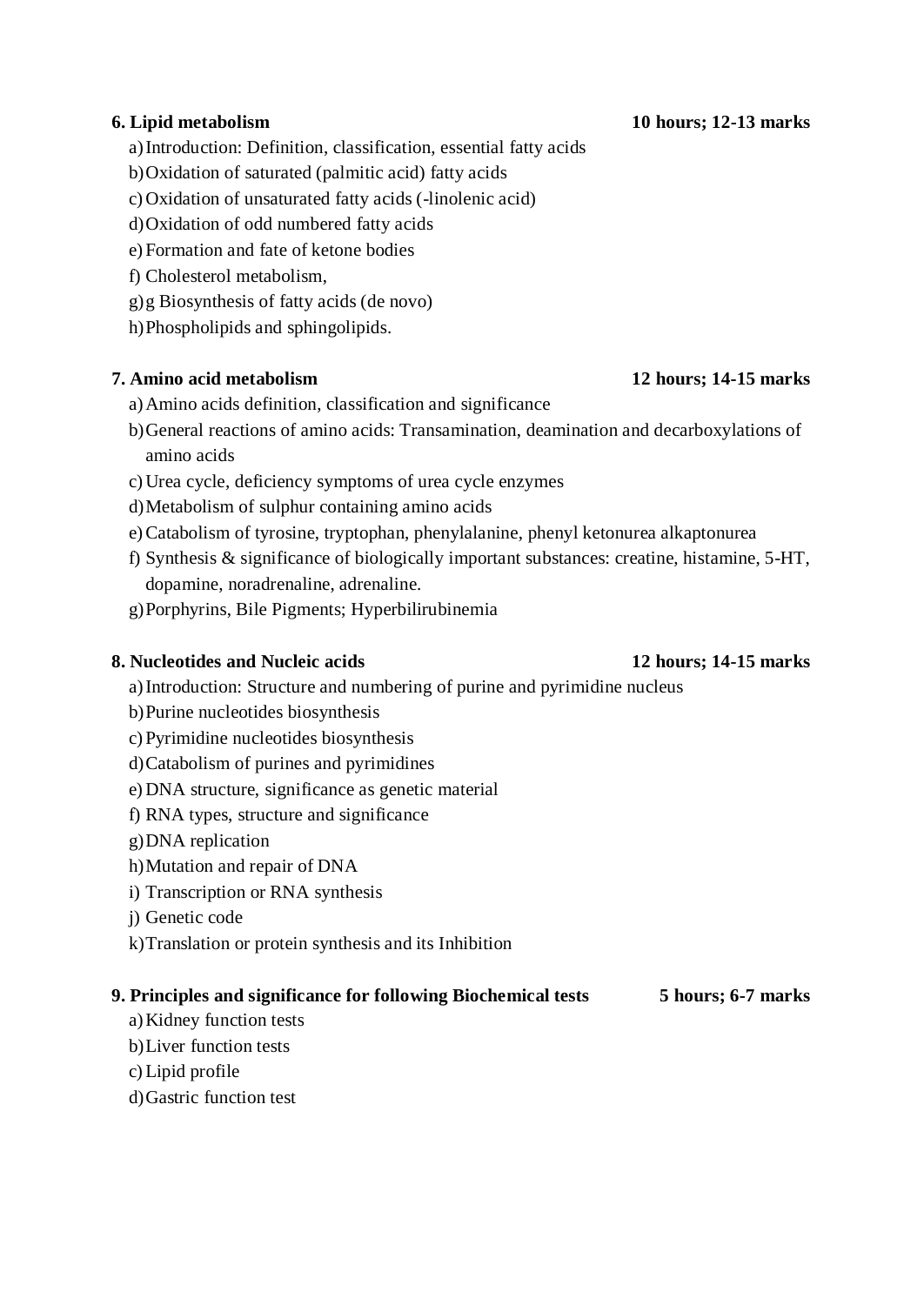### 6. Lipid metabolism — 10 hours; 12-13 marks

a) Introduction: Definition, classification, essential fatty acids
b) Oxidation of saturated (palmitic acid) fatty acids
c) Oxidation of unsaturated fatty acids (-linolenic acid)
d) Oxidation of odd numbered fatty acids
e) Formation and fate of ketone bodies
f) Cholesterol metabolism,
g) g Biosynthesis of fatty acids (de novo)
h) Phospholipids and sphingolipids.

### 7. Amino acid metabolism — 12 hours; 14-15 marks

a) Amino acids definition, classification and significance
b) General reactions of amino acids: Transamination, deamination and decarboxylations of amino acids
c) Urea cycle, deficiency symptoms of urea cycle enzymes
d) Metabolism of sulphur containing amino acids
e) Catabolism of tyrosine, tryptophan, phenylalanine, phenyl ketonurea alkaptonurea
f) Synthesis & significance of biologically important substances: creatine, histamine, 5-HT, dopamine, noradrenaline, adrenaline.
g) Porphyrins, Bile Pigments; Hyperbilirubinemia

### 8. Nucleotides and Nucleic acids — 12 hours; 14-15 marks

a) Introduction: Structure and numbering of purine and pyrimidine nucleus
b) Purine nucleotides biosynthesis
c) Pyrimidine nucleotides biosynthesis
d) Catabolism of purines and pyrimidines
e) DNA structure, significance as genetic material
f) RNA types, structure and significance
g) DNA replication
h) Mutation and repair of DNA
i) Transcription or RNA synthesis
j) Genetic code
k) Translation or protein synthesis and its Inhibition

### 9. Principles and significance for following Biochemical tests — 5 hours; 6-7 marks

a) Kidney function tests
b) Liver function tests
c) Lipid profile
d) Gastric function test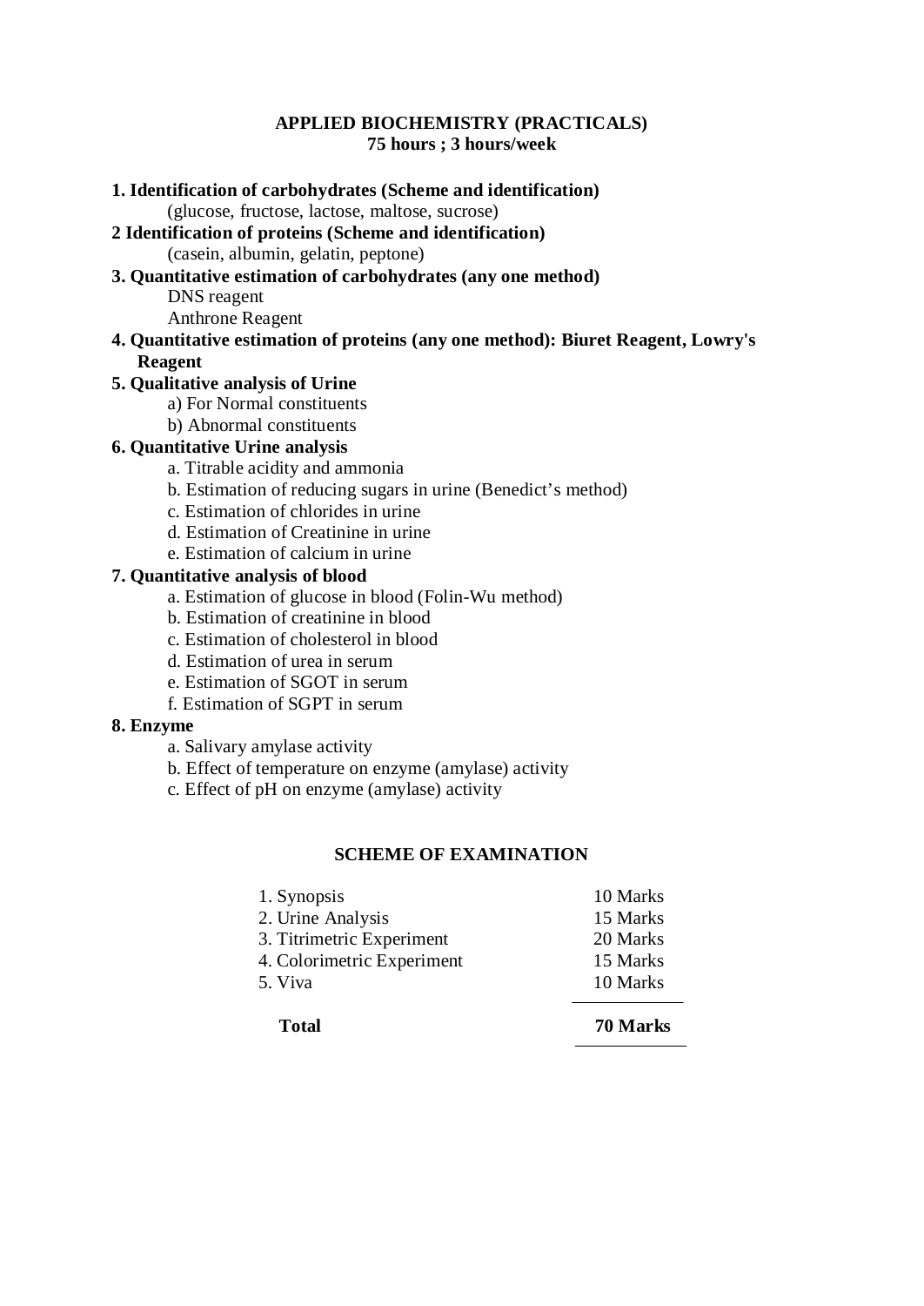# APPLIED BIOCHEMISTRY (PRACTICALS)

**75 hours ; 3 hours/week**

**1. Identification of carbohydrates (Scheme and identification)**

(glucose, fructose, lactose, maltose, sucrose)

**2 Identification of proteins (Scheme and identification)**

(casein, albumin, gelatin, peptone)

**3. Quantitative estimation of carbohydrates (any one method)**

DNS reagent

Anthrone Reagent

**4. Quantitative estimation of proteins (any one method): Biuret Reagent, Lowry's Reagent**

**5. Qualitative analysis of Urine**

a) For Normal constituents

b) Abnormal constituents

**6. Quantitative Urine analysis**

a. Titrable acidity and ammonia

b. Estimation of reducing sugars in urine (Benedict's method)

c. Estimation of chlorides in urine

d. Estimation of Creatinine in urine

e. Estimation of calcium in urine

**7. Quantitative analysis of blood**

a. Estimation of glucose in blood (Folin-Wu method)

b. Estimation of creatinine in blood

c. Estimation of cholesterol in blood

d. Estimation of urea in serum

e. Estimation of SGOT in serum

f. Estimation of SGPT in serum

**8. Enzyme**

a. Salivary amylase activity

b. Effect of temperature on enzyme (amylase) activity

c. Effect of pH on enzyme (amylase) activity

## SCHEME OF EXAMINATION

| | |
|---|---|
| 1. Synopsis | 10 Marks |
| 2. Urine Analysis | 15 Marks |
| 3. Titrimetric Experiment | 20 Marks |
| 4. Colorimetric Experiment | 15 Marks |
| 5. Viva | 10 Marks |
| **Total** | **70 Marks** |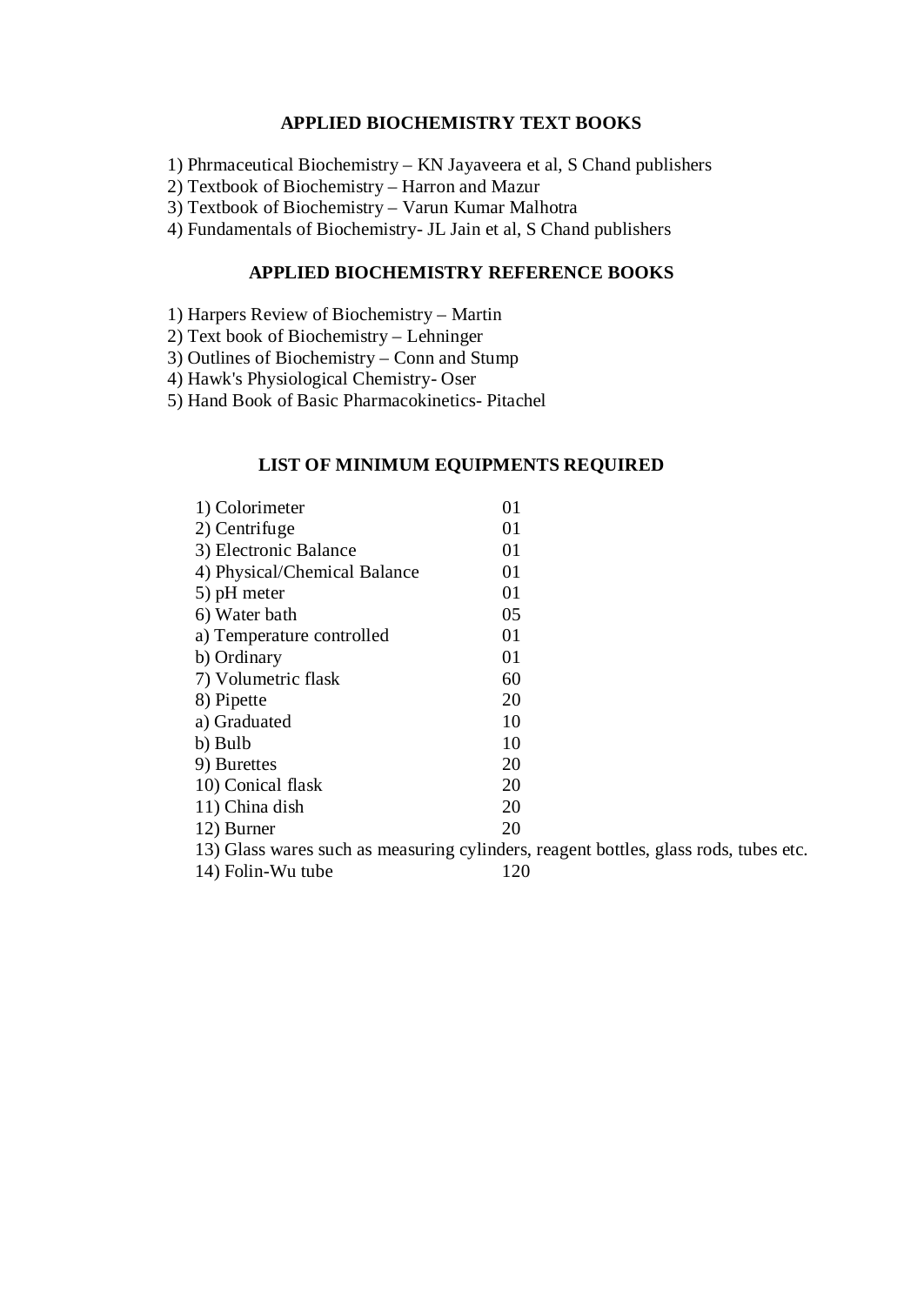## APPLIED BIOCHEMISTRY TEXT BOOKS

1) Phrmaceutical Biochemistry – KN Jayaveera et al, S Chand publishers
2) Textbook of Biochemistry – Harron and Mazur
3) Textbook of Biochemistry – Varun Kumar Malhotra
4) Fundamentals of Biochemistry- JL Jain et al, S Chand publishers

## APPLIED BIOCHEMISTRY REFERENCE BOOKS

1) Harpers Review of Biochemistry – Martin
2) Text book of Biochemistry – Lehninger
3) Outlines of Biochemistry – Conn and Stump
4) Hawk's Physiological Chemistry- Oser
5) Hand Book of Basic Pharmacokinetics- Pitachel

## LIST OF MINIMUM EQUIPMENTS REQUIRED

| | |
|---|---|
| 1) Colorimeter | 01 |
| 2) Centrifuge | 01 |
| 3) Electronic Balance | 01 |
| 4) Physical/Chemical Balance | 01 |
| 5) pH meter | 01 |
| 6) Water bath | 05 |
| a) Temperature controlled | 01 |
| b) Ordinary | 01 |
| 7) Volumetric flask | 60 |
| 8) Pipette | 20 |
| a) Graduated | 10 |
| b) Bulb | 10 |
| 9) Burettes | 20 |
| 10) Conical flask | 20 |
| 11) China dish | 20 |
| 12) Burner | 20 |
| 13) Glass wares such as measuring cylinders, reagent bottles, glass rods, tubes etc. | |
| 14) Folin-Wu tube | 120 |